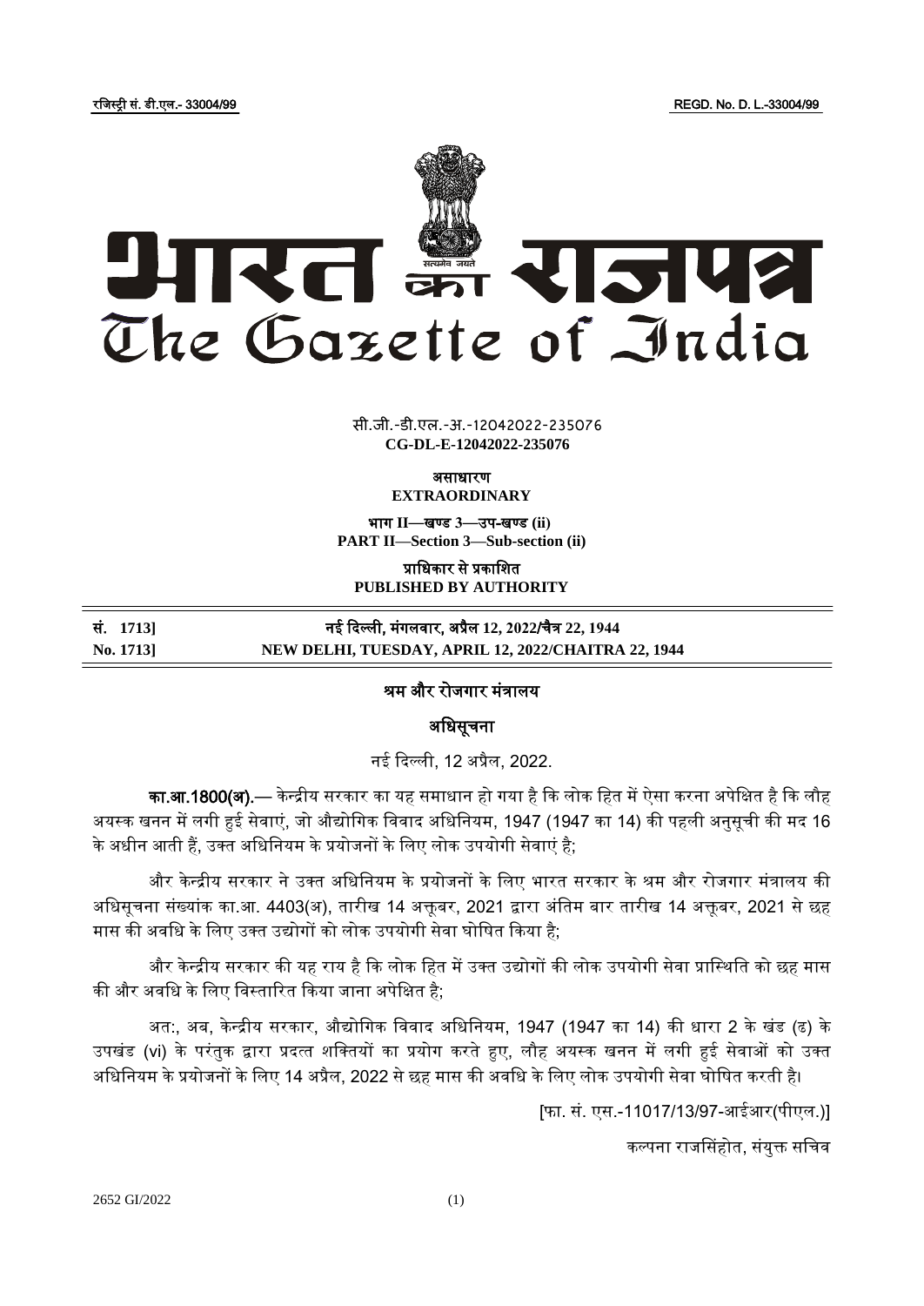रजिस्ट्री सं. डी.एल.- 33004/99 REGD. No. D. L.-33004/99

# भारत का राजपत्र
# The Gazette of India

सी.जी.-डी.एल.-अ.-12042022-235076
**CG-DL-E-12042022-235076**

**असाधारण**
**EXTRAORDINARY**

**भाग II—खण्ड 3—उप-खण्ड (ii)**
**PART II—Section 3—Sub-section (ii)**

**प्राधिकार से प्रकाशित**
**PUBLISHED BY AUTHORITY**

| | |
|---|---|
| **सं. 1713]** | **नई दिल्ली, मंगलवार, अप्रैल 12, 2022/चैत्र 22, 1944** |
| **No. 1713]** | **NEW DELHI, TUESDAY, APRIL 12, 2022/CHAITRA 22, 1944** |

## श्रम और रोजगार मंत्रालय

### अधिसूचना

नई दिल्ली, 12 अप्रैल, 2022.

**का.आ.1800(अ).**— केन्द्रीय सरकार का यह समाधान हो गया है कि लोक हित में ऐसा करना अपेक्षित है कि लौह अयस्क खनन में लगी हुई सेवाएं, जो औद्योगिक विवाद अधिनियम, 1947 (1947 का 14) की पहली अनुसूची की मद 16 के अधीन आती हैं, उक्त अधिनियम के प्रयोजनों के लिए लोक उपयोगी सेवाएं है;

और केन्द्रीय सरकार ने उक्त अधिनियम के प्रयोजनों के लिए भारत सरकार के श्रम और रोजगार मंत्रालय की अधिसूचना संख्यांक का.आ. 4403(अ), तारीख 14 अक्तूबर, 2021 द्वारा अंतिम बार तारीख 14 अक्तूबर, 2021 से छह मास की अवधि के लिए उक्त उद्योगों को लोक उपयोगी सेवा घोषित किया है;

और केन्द्रीय सरकार की यह राय है कि लोक हित में उक्त उद्योगों की लोक उपयोगी सेवा प्रास्थिति को छह मास की और अवधि के लिए विस्तारित किया जाना अपेक्षित है;

अतः, अब, केन्द्रीय सरकार, औद्योगिक विवाद अधिनियम, 1947 (1947 का 14) की धारा 2 के खंड (ढ) के उपखंड (vi) के परंतुक द्वारा प्रदत्त शक्तियों का प्रयोग करते हुए, लौह अयस्क खनन में लगी हुई सेवाओं को उक्त अधिनियम के प्रयोजनों के लिए 14 अप्रैल, 2022 से छह मास की अवधि के लिए लोक उपयोगी सेवा घोषित करती है।

[फा. सं. एस.-11017/13/97-आईआर(पीएल.)]

कल्पना राजसिंहोत, संयुक्त सचिव

2652 GI/2022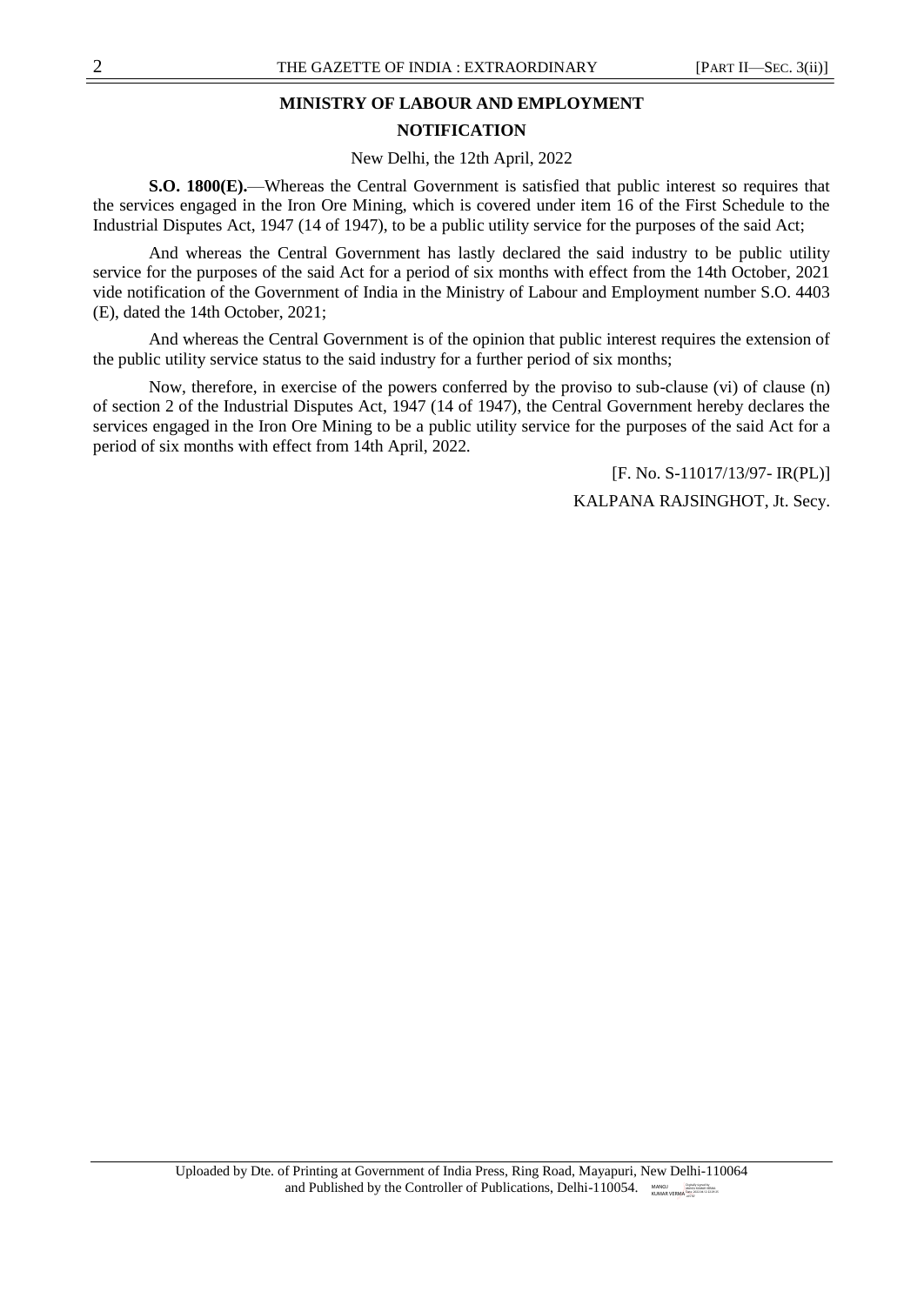## MINISTRY OF LABOUR AND EMPLOYMENT

### NOTIFICATION

New Delhi, the 12th April, 2022

**S.O. 1800(E).**—Whereas the Central Government is satisfied that public interest so requires that the services engaged in the Iron Ore Mining, which is covered under item 16 of the First Schedule to the Industrial Disputes Act, 1947 (14 of 1947), to be a public utility service for the purposes of the said Act;

And whereas the Central Government has lastly declared the said industry to be public utility service for the purposes of the said Act for a period of six months with effect from the 14th October, 2021 vide notification of the Government of India in the Ministry of Labour and Employment number S.O. 4403 (E), dated the 14th October, 2021;

And whereas the Central Government is of the opinion that public interest requires the extension of the public utility service status to the said industry for a further period of six months;

Now, therefore, in exercise of the powers conferred by the proviso to sub-clause (vi) of clause (n) of section 2 of the Industrial Disputes Act, 1947 (14 of 1947), the Central Government hereby declares the services engaged in the Iron Ore Mining to be a public utility service for the purposes of the said Act for a period of six months with effect from 14th April, 2022.

[F. No. S-11017/13/97- IR(PL)]

KALPANA RAJSINGHOT, Jt. Secy.

Uploaded by Dte. of Printing at Government of India Press, Ring Road, Mayapuri, New Delhi-110064 and Published by the Controller of Publications, Delhi-110054.